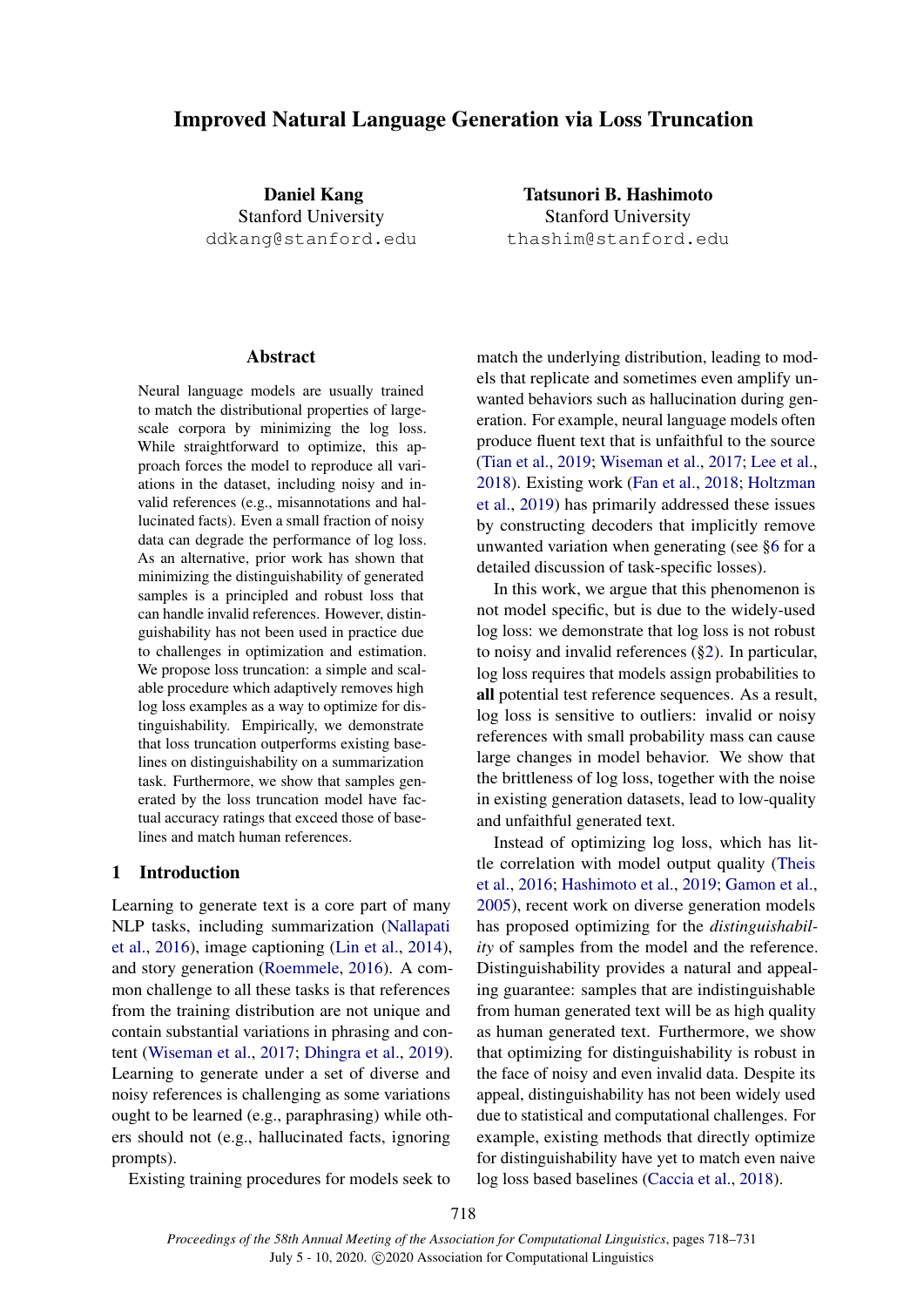# Improved Natural Language Generation via Loss Truncation

**Daniel Kang**
Stanford University
ddkang@stanford.edu

**Tatsunori B. Hashimoto**
Stanford University
thashim@stanford.edu

## Abstract

Neural language models are usually trained to match the distributional properties of large-scale corpora by minimizing the log loss. While straightforward to optimize, this approach forces the model to reproduce all variations in the dataset, including noisy and invalid references (e.g., misannotations and hallucinated facts). Even a small fraction of noisy data can degrade the performance of log loss. As an alternative, prior work has shown that minimizing the distinguishability of generated samples is a principled and robust loss that can handle invalid references. However, distinguishability has not been used in practice due to challenges in optimization and estimation. We propose loss truncation: a simple and scalable procedure which adaptively removes high log loss examples as a way to optimize for distinguishability. Empirically, we demonstrate that loss truncation outperforms existing baselines on distinguishability on a summarization task. Furthermore, we show that samples generated by the loss truncation model have factual accuracy ratings that exceed those of baselines and match human references.

## 1 Introduction

Learning to generate text is a core part of many NLP tasks, including summarization (Nallapati et al., 2016), image captioning (Lin et al., 2014), and story generation (Roemmele, 2016). A common challenge to all these tasks is that references from the training distribution are not unique and contain substantial variations in phrasing and content (Wiseman et al., 2017; Dhingra et al., 2019). Learning to generate under a set of diverse and noisy references is challenging as some variations ought to be learned (e.g., paraphrasing) while others should not (e.g., hallucinated facts, ignoring prompts).

Existing training procedures for models seek to match the underlying distribution, leading to models that replicate and sometimes even amplify unwanted behaviors such as hallucination during generation. For example, neural language models often produce fluent text that is unfaithful to the source (Tian et al., 2019; Wiseman et al., 2017; Lee et al., 2018). Existing work (Fan et al., 2018; Holtzman et al., 2019) has primarily addressed these issues by constructing decoders that implicitly remove unwanted variation when generating (see §6 for a detailed discussion of task-specific losses).

In this work, we argue that this phenomenon is not model specific, but is due to the widely-used log loss: we demonstrate that log loss is not robust to noisy and invalid references (§2). In particular, log loss requires that models assign probabilities to **all** potential test reference sequences. As a result, log loss is sensitive to outliers: invalid or noisy references with small probability mass can cause large changes in model behavior. We show that the brittleness of log loss, together with the noise in existing generation datasets, lead to low-quality and unfaithful generated text.

Instead of optimizing log loss, which has little correlation with model output quality (Theis et al., 2016; Hashimoto et al., 2019; Gamon et al., 2005), recent work on diverse generation models has proposed optimizing for the *distinguishability* of samples from the model and the reference. Distinguishability provides a natural and appealing guarantee: samples that are indistinguishable from human generated text will be as high quality as human generated text. Furthermore, we show that optimizing for distinguishability is robust in the face of noisy and even invalid data. Despite its appeal, distinguishability has not been widely used due to statistical and computational challenges. For example, existing methods that directly optimize for distinguishability have yet to match even naive log loss based baselines (Caccia et al., 2018).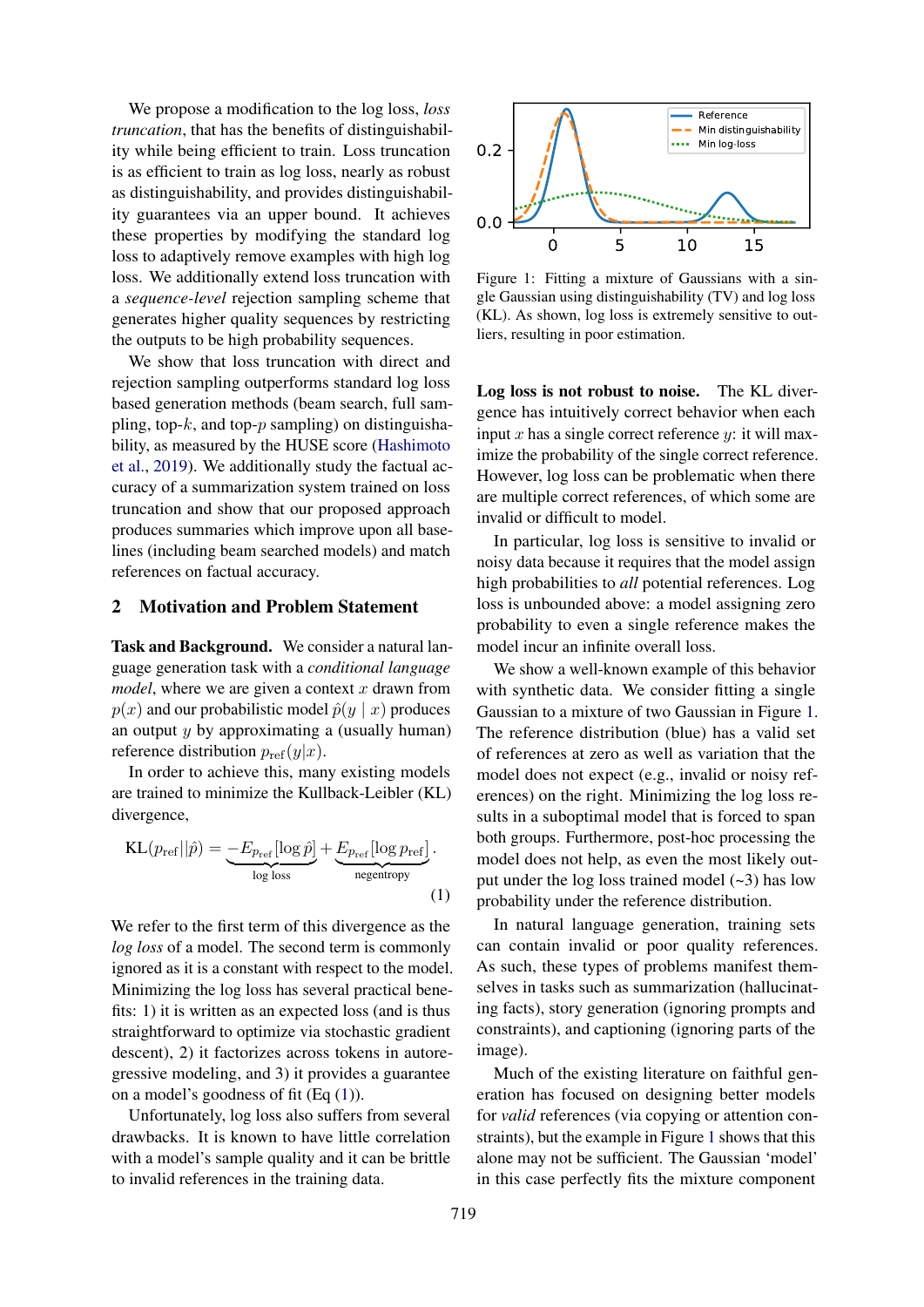We propose a modification to the log loss, *loss truncation*, that has the benefits of distinguishability while being efficient to train. Loss truncation is as efficient to train as log loss, nearly as robust as distinguishability, and provides distinguishability guarantees via an upper bound. It achieves these properties by modifying the standard log loss to adaptively remove examples with high log loss. We additionally extend loss truncation with a *sequence-level* rejection sampling scheme that generates higher quality sequences by restricting the outputs to be high probability sequences.

We show that loss truncation with direct and rejection sampling outperforms standard log loss based generation methods (beam search, full sampling, top-$k$, and top-$p$ sampling) on distinguishability, as measured by the HUSE score (Hashimoto et al., 2019). We additionally study the factual accuracy of a summarization system trained on loss truncation and show that our proposed approach produces summaries which improve upon all baselines (including beam searched models) and match references on factual accuracy.

## 2 Motivation and Problem Statement

**Task and Background.** We consider a natural language generation task with a *conditional language model*, where we are given a context $x$ drawn from $p(x)$ and our probabilistic model $\hat{p}(y \mid x)$ produces an output $y$ by approximating a (usually human) reference distribution $p_{\text{ref}}(y|x)$.

In order to achieve this, many existing models are trained to minimize the Kullback-Leibler (KL) divergence,

$$\text{KL}(p_{\text{ref}}||\hat{p}) = \underbrace{-E_{p_{\text{ref}}}[\log \hat{p}]}_{\text{log loss}} + \underbrace{E_{p_{\text{ref}}}[\log p_{\text{ref}}]}_{\text{negentropy}}. \tag{1}$$

We refer to the first term of this divergence as the *log loss* of a model. The second term is commonly ignored as it is a constant with respect to the model. Minimizing the log loss has several practical benefits: 1) it is written as an expected loss (and is thus straightforward to optimize via stochastic gradient descent), 2) it factorizes across tokens in autoregressive modeling, and 3) it provides a guarantee on a model's goodness of fit (Eq (1)).

Unfortunately, log loss also suffers from several drawbacks. It is known to have little correlation with a model's sample quality and it can be brittle to invalid references in the training data.

Figure 1: Fitting a mixture of Gaussians with a single Gaussian using distinguishability (TV) and log loss (KL). As shown, log loss is extremely sensitive to outliers, resulting in poor estimation.

**Log loss is not robust to noise.** The KL divergence has intuitively correct behavior when each input $x$ has a single correct reference $y$: it will maximize the probability of the single correct reference. However, log loss can be problematic when there are multiple correct references, of which some are invalid or difficult to model.

In particular, log loss is sensitive to invalid or noisy data because it requires that the model assign high probabilities to *all* potential references. Log loss is unbounded above: a model assigning zero probability to even a single reference makes the model incur an infinite overall loss.

We show a well-known example of this behavior with synthetic data. We consider fitting a single Gaussian to a mixture of two Gaussian in Figure 1. The reference distribution (blue) has a valid set of references at zero as well as variation that the model does not expect (e.g., invalid or noisy references) on the right. Minimizing the log loss results in a suboptimal model that is forced to span both groups. Furthermore, post-hoc processing the model does not help, as even the most likely output under the log loss trained model (~3) has low probability under the reference distribution.

In natural language generation, training sets can contain invalid or poor quality references. As such, these types of problems manifest themselves in tasks such as summarization (hallucinating facts), story generation (ignoring prompts and constraints), and captioning (ignoring parts of the image).

Much of the existing literature on faithful generation has focused on designing better models for *valid* references (via copying or attention constraints), but the example in Figure 1 shows that this alone may not be sufficient. The Gaussian 'model' in this case perfectly fits the mixture component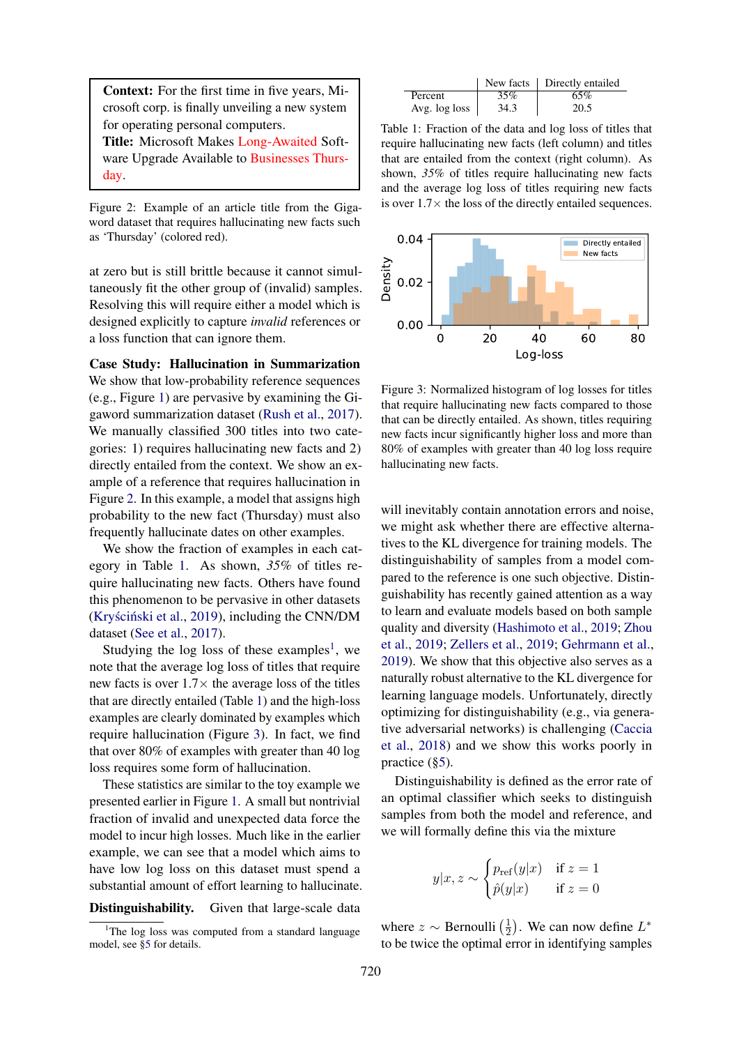**Context:** For the first time in five years, Microsoft corp. is finally unveiling a new system for operating personal computers.
**Title:** Microsoft Makes Long-Awaited Software Upgrade Available to Businesses Thursday.

Figure 2: Example of an article title from the Gigaword dataset that requires hallucinating new facts such as 'Thursday' (colored red).

at zero but is still brittle because it cannot simultaneously fit the other group of (invalid) samples. Resolving this will require either a model which is designed explicitly to capture *invalid* references or a loss function that can ignore them.

**Case Study: Hallucination in Summarization** We show that low-probability reference sequences (e.g., Figure 1) are pervasive by examining the Gigaword summarization dataset (Rush et al., 2017). We manually classified 300 titles into two categories: 1) requires hallucinating new facts and 2) directly entailed from the context. We show an example of a reference that requires hallucination in Figure 2. In this example, a model that assigns high probability to the new fact (Thursday) must also frequently hallucinate dates on other examples.

We show the fraction of examples in each category in Table 1. As shown, *35%* of titles require hallucinating new facts. Others have found this phenomenon to be pervasive in other datasets (Kryściński et al., 2019), including the CNN/DM dataset (See et al., 2017).

Studying the log loss of these examples[1], we note that the average log loss of titles that require new facts is over 1.7× the average loss of the titles that are directly entailed (Table 1) and the high-loss examples are clearly dominated by examples which require hallucination (Figure 3). In fact, we find that over 80% of examples with greater than 40 log loss requires some form of hallucination.

These statistics are similar to the toy example we presented earlier in Figure 1. A small but nontrivial fraction of invalid and unexpected data force the model to incur high losses. Much like in the earlier example, we can see that a model which aims to have low log loss on this dataset must spend a substantial amount of effort learning to hallucinate.

**Distinguishability.** Given that large-scale data

[1]The log loss was computed from a standard language model, see §5 for details.

| | New facts | Directly entailed |
|---|---|---|
| Percent | 35% | 65% |
| Avg. log loss | 34.3 | 20.5 |

Table 1: Fraction of the data and log loss of titles that require hallucinating new facts (left column) and titles that are entailed from the context (right column). As shown, *35%* of titles require hallucinating new facts and the average log loss of titles requiring new facts is over 1.7× the loss of the directly entailed sequences.

Figure 3: Normalized histogram of log losses for titles that require hallucinating new facts compared to those that can be directly entailed. As shown, titles requiring new facts incur significantly higher loss and more than 80% of examples with greater than 40 log loss require hallucinating new facts.

will inevitably contain annotation errors and noise, we might ask whether there are effective alternatives to the KL divergence for training models. The distinguishability of samples from a model compared to the reference is one such objective. Distinguishability has recently gained attention as a way to learn and evaluate models based on both sample quality and diversity (Hashimoto et al., 2019; Zhou et al., 2019; Zellers et al., 2019; Gehrmann et al., 2019). We show that this objective also serves as a naturally robust alternative to the KL divergence for learning language models. Unfortunately, directly optimizing for distinguishability (e.g., via generative adversarial networks) is challenging (Caccia et al., 2018) and we show this works poorly in practice (§5).

Distinguishability is defined as the error rate of an optimal classifier which seeks to distinguish samples from both the model and reference, and we will formally define this via the mixture

$$y|x, z \sim \begin{cases} p_{\text{ref}}(y|x) & \text{if } z = 1 \\ \hat{p}(y|x) & \text{if } z = 0 \end{cases}$$

where $z \sim \text{Bernoulli}\left(\frac{1}{2}\right)$. We can now define $L^*$ to be twice the optimal error in identifying samples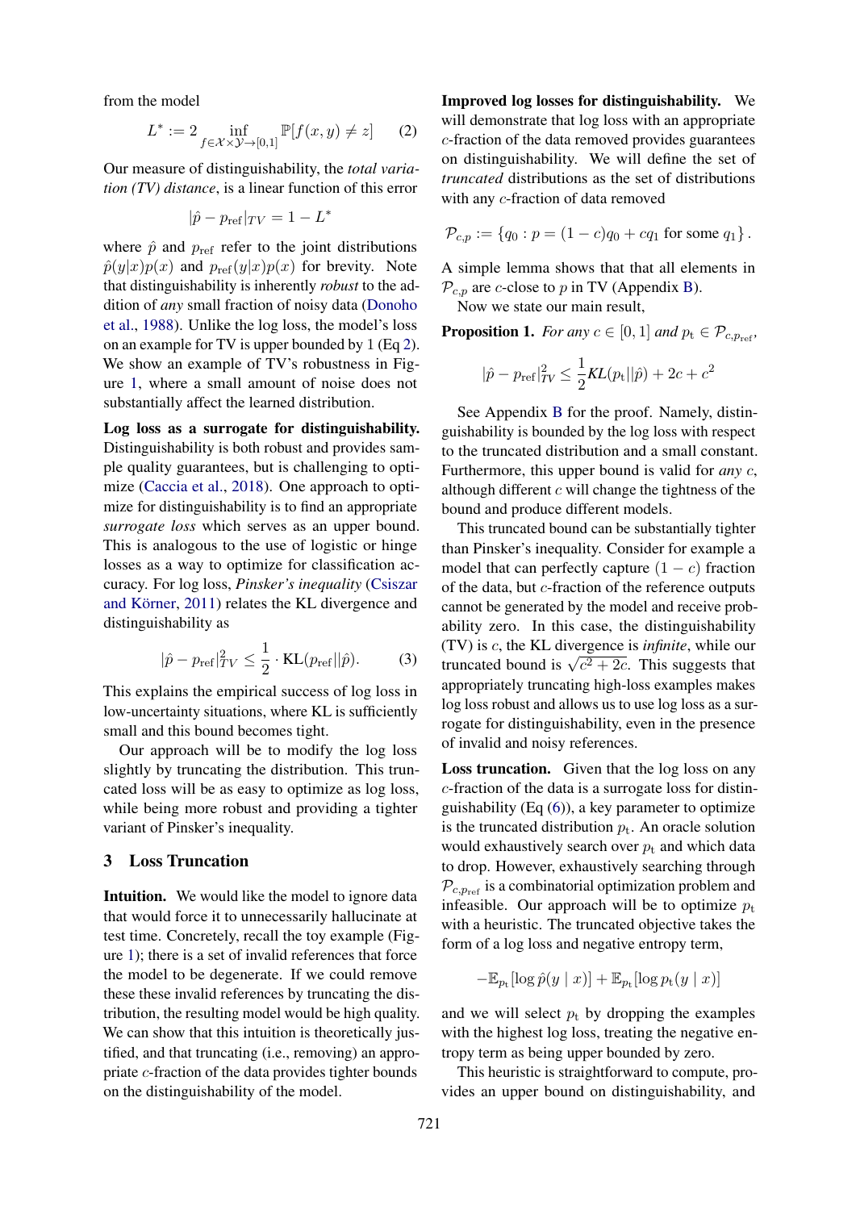from the model

$$L^* := 2 \inf_{f \in \mathcal{X} \times \mathcal{Y} \to [0,1]} \mathbb{P}[f(x,y) \neq z] \qquad (2)$$

Our measure of distinguishability, the *total variation (TV) distance*, is a linear function of this error

$$|\hat{p} - p_{\text{ref}}|_{TV} = 1 - L^*$$

where $\hat{p}$ and $p_{\text{ref}}$ refer to the joint distributions $\hat{p}(y|x)p(x)$ and $p_{\text{ref}}(y|x)p(x)$ for brevity. Note that distinguishability is inherently *robust* to the addition of *any* small fraction of noisy data (Donoho et al., 1988). Unlike the log loss, the model's loss on an example for TV is upper bounded by 1 (Eq 2). We show an example of TV's robustness in Figure 1, where a small amount of noise does not substantially affect the learned distribution.

**Log loss as a surrogate for distinguishability.** Distinguishability is both robust and provides sample quality guarantees, but is challenging to optimize (Caccia et al., 2018). One approach to optimize for distinguishability is to find an appropriate *surrogate loss* which serves as an upper bound. This is analogous to the use of logistic or hinge losses as a way to optimize for classification accuracy. For log loss, ***Pinsker's inequality*** (Csiszar and Körner, 2011) relates the KL divergence and distinguishability as

$$|\hat{p} - p_{\text{ref}}|_{TV}^2 \leq \frac{1}{2} \cdot \text{KL}(p_{\text{ref}} || \hat{p}). \qquad (3)$$

This explains the empirical success of log loss in low-uncertainty situations, where KL is sufficiently small and this bound becomes tight.

Our approach will be to modify the log loss slightly by truncating the distribution. This truncated loss will be as easy to optimize as log loss, while being more robust and providing a tighter variant of Pinsker's inequality.

## 3 Loss Truncation

**Intuition.** We would like the model to ignore data that would force it to unnecessarily hallucinate at test time. Concretely, recall the toy example (Figure 1); there is a set of invalid references that force the model to be degenerate. If we could remove these these invalid references by truncating the distribution, the resulting model would be high quality. We can show that this intuition is theoretically justified, and that truncating (i.e., removing) an appropriate $c$-fraction of the data provides tighter bounds on the distinguishability of the model.

**Improved log losses for distinguishability.** We will demonstrate that log loss with an appropriate $c$-fraction of the data removed provides guarantees on distinguishability. We will define the set of *truncated* distributions as the set of distributions with any $c$-fraction of data removed

$$\mathcal{P}_{c,p} := \{q_0 : p = (1-c)q_0 + cq_1 \text{ for some } q_1\}.$$

A simple lemma shows that that all elements in $\mathcal{P}_{c,p}$ are $c$-close to $p$ in TV (Appendix B).

Now we state our main result,

**Proposition 1.** *For any $c \in [0,1]$ and $p_{\text{t}} \in \mathcal{P}_{c,p_{\text{ref}}}$,*

$$|\hat{p} - p_{\text{ref}}|_{TV}^2 \leq \frac{1}{2} KL(p_{\text{t}} || \hat{p}) + 2c + c^2$$

See Appendix B for the proof. Namely, distinguishability is bounded by the log loss with respect to the truncated distribution and a small constant. Furthermore, this upper bound is valid for *any* $c$, although different $c$ will change the tightness of the bound and produce different models.

This truncated bound can be substantially tighter than Pinsker's inequality. Consider for example a model that can perfectly capture $(1-c)$ fraction of the data, but $c$-fraction of the reference outputs cannot be generated by the model and receive probability zero. In this case, the distinguishability (TV) is $c$, the KL divergence is *infinite*, while our truncated bound is $\sqrt{c^2 + 2c}$. This suggests that appropriately truncating high-loss examples makes log loss robust and allows us to use log loss as a surrogate for distinguishability, even in the presence of invalid and noisy references.

**Loss truncation.** Given that the log loss on any $c$-fraction of the data is a surrogate loss for distinguishability (Eq (6)), a key parameter to optimize is the truncated distribution $p_{\text{t}}$. An oracle solution would exhaustively search over $p_{\text{t}}$ and which data to drop. However, exhaustively searching through $\mathcal{P}_{c,p_{\text{ref}}}$ is a combinatorial optimization problem and infeasible. Our approach will be to optimize $p_{\text{t}}$ with a heuristic. The truncated objective takes the form of a log loss and negative entropy term,

$$-\mathbb{E}_{p_{\text{t}}}[\log \hat{p}(y \mid x)] + \mathbb{E}_{p_{\text{t}}}[\log p_{\text{t}}(y \mid x)]$$

and we will select $p_{\text{t}}$ by dropping the examples with the highest log loss, treating the negative entropy term as being upper bounded by zero.

This heuristic is straightforward to compute, provides an upper bound on distinguishability, and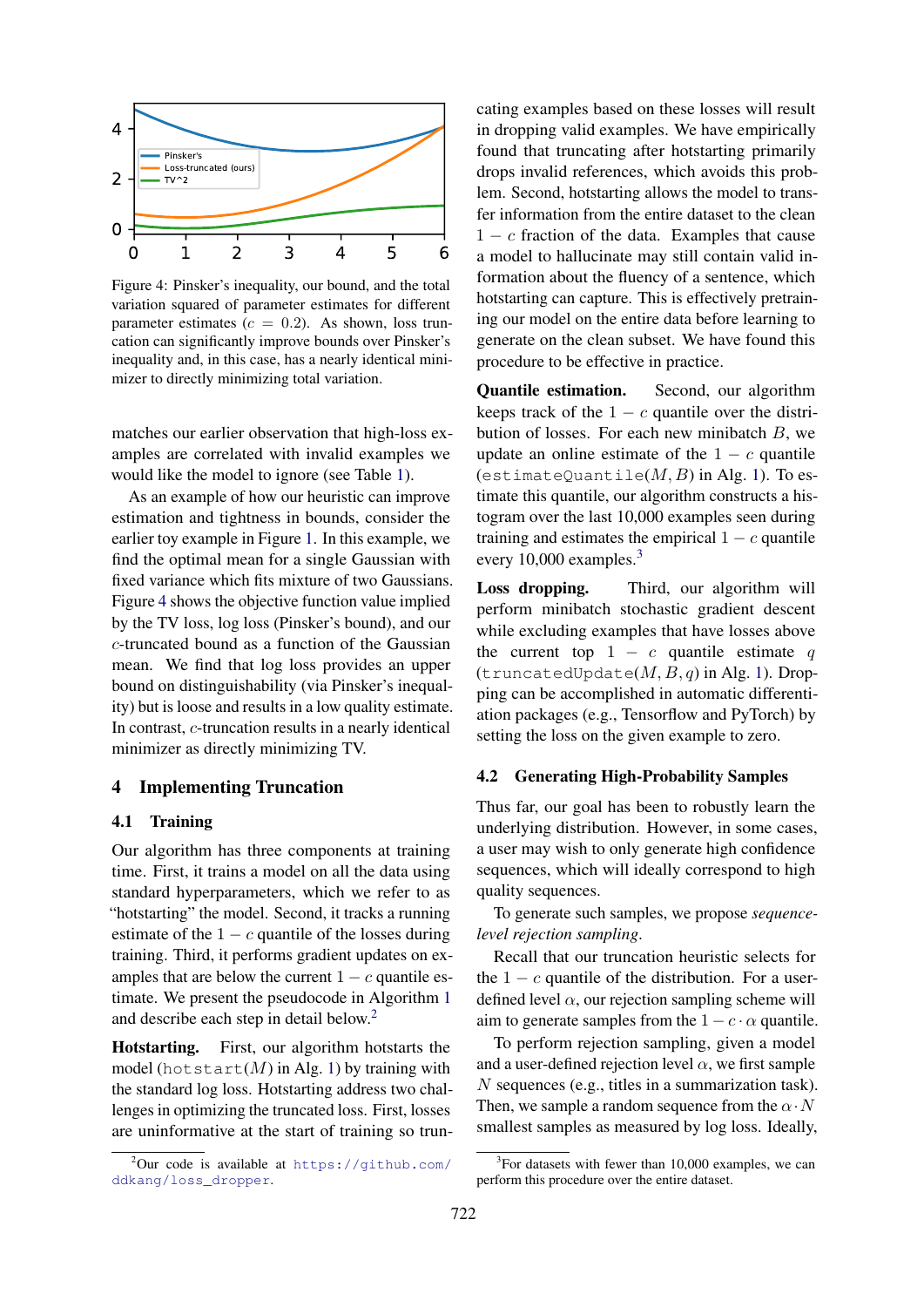Figure 4: Pinsker's inequality, our bound, and the total variation squared of parameter estimates for different parameter estimates ($c = 0.2$). As shown, loss truncation can significantly improve bounds over Pinsker's inequality and, in this case, has a nearly identical minimizer to directly minimizing total variation.

matches our earlier observation that high-loss examples are correlated with invalid examples we would like the model to ignore (see Table 1).

As an example of how our heuristic can improve estimation and tightness in bounds, consider the earlier toy example in Figure 1. In this example, we find the optimal mean for a single Gaussian with fixed variance which fits mixture of two Gaussians. Figure 4 shows the objective function value implied by the TV loss, log loss (Pinsker's bound), and our $c$-truncated bound as a function of the Gaussian mean. We find that log loss provides an upper bound on distinguishability (via Pinsker's inequality) but is loose and results in a low quality estimate. In contrast, $c$-truncation results in a nearly identical minimizer as directly minimizing TV.

## 4 Implementing Truncation

### 4.1 Training

Our algorithm has three components at training time. First, it trains a model on all the data using standard hyperparameters, which we refer to as "hotstarting" the model. Second, it tracks a running estimate of the $1 - c$ quantile of the losses during training. Third, it performs gradient updates on examples that are below the current $1 - c$ quantile estimate. We present the pseudocode in Algorithm 1 and describe each step in detail below.[2]

**Hotstarting.** First, our algorithm hotstarts the model (`hotstart`($M$) in Alg. 1) by training with the standard log loss. Hotstarting address two challenges in optimizing the truncated loss. First, losses are uninformative at the start of training so truncating examples based on these losses will result in dropping valid examples. We have empirically found that truncating after hotstarting primarily drops invalid references, which avoids this problem. Second, hotstarting allows the model to transfer information from the entire dataset to the clean $1 - c$ fraction of the data. Examples that cause a model to hallucinate may still contain valid information about the fluency of a sentence, which hotstarting can capture. This is effectively pretraining our model on the entire data before learning to generate on the clean subset. We have found this procedure to be effective in practice.

**Quantile estimation.** Second, our algorithm keeps track of the $1 - c$ quantile over the distribution of losses. For each new minibatch $B$, we update an online estimate of the $1 - c$ quantile (`estimateQuantile`($M, B$) in Alg. 1). To estimate this quantile, our algorithm constructs a histogram over the last 10,000 examples seen during training and estimates the empirical $1 - c$ quantile every 10,000 examples.[3]

**Loss dropping.** Third, our algorithm will perform minibatch stochastic gradient descent while excluding examples that have losses above the current top $1 - c$ quantile estimate $q$ (`truncatedUpdate`($M, B, q$) in Alg. 1). Dropping can be accomplished in automatic differentiation packages (e.g., Tensorflow and PyTorch) by setting the loss on the given example to zero.

### 4.2 Generating High-Probability Samples

Thus far, our goal has been to robustly learn the underlying distribution. However, in some cases, a user may wish to only generate high confidence sequences, which will ideally correspond to high quality sequences.

To generate such samples, we propose *sequence-level rejection sampling*.

Recall that our truncation heuristic selects for the $1 - c$ quantile of the distribution. For a user-defined level $\alpha$, our rejection sampling scheme will aim to generate samples from the $1 - c \cdot \alpha$ quantile.

To perform rejection sampling, given a model and a user-defined rejection level $\alpha$, we first sample $N$ sequences (e.g., titles in a summarization task). Then, we sample a random sequence from the $\alpha \cdot N$ smallest samples as measured by log loss. Ideally,

[2] Our code is available at https://github.com/ddkang/loss_dropper.

[3] For datasets with fewer than 10,000 examples, we can perform this procedure over the entire dataset.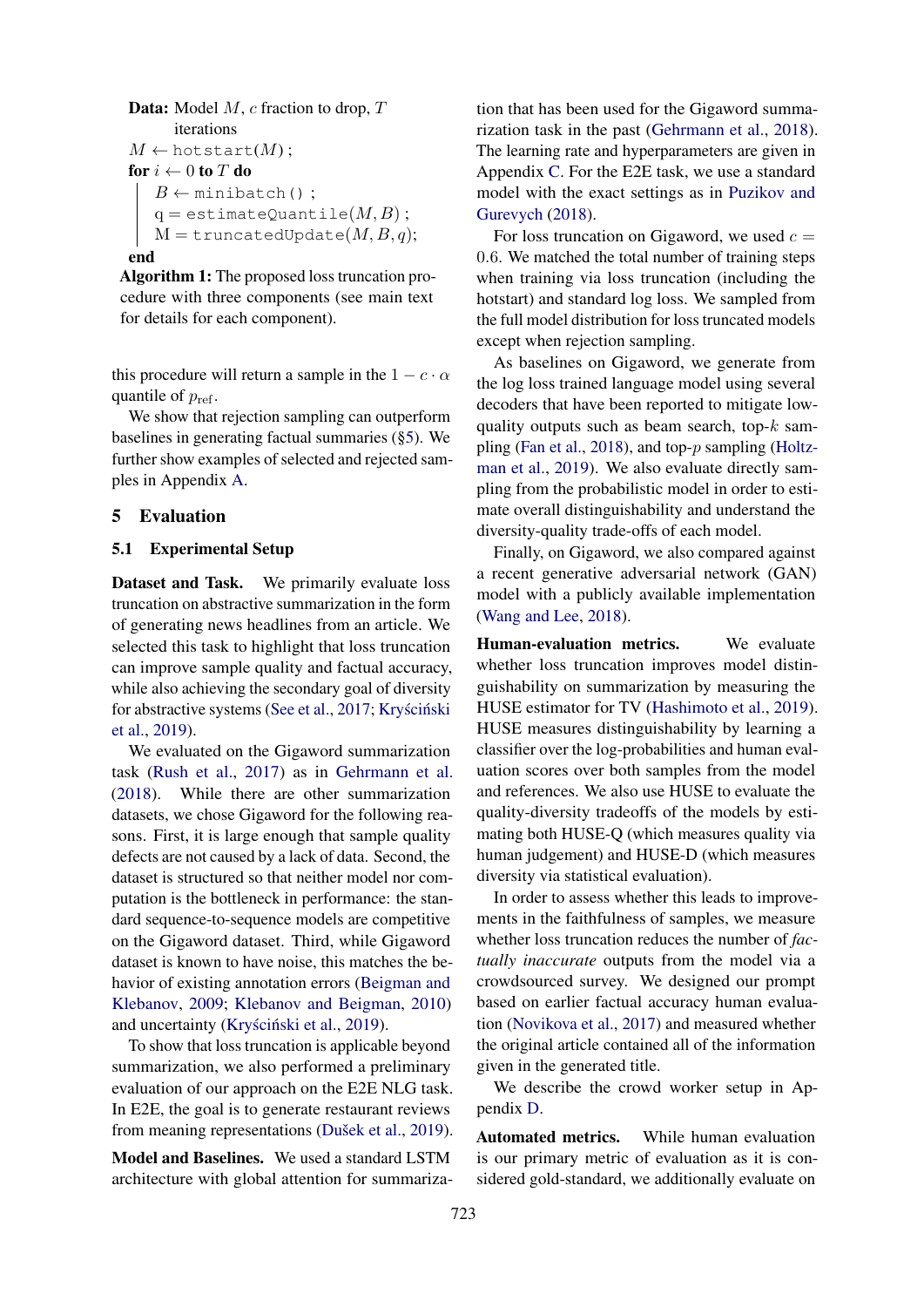```
Data: Model M, c fraction to drop, T iterations
M ← hotstart(M);
for i ← 0 to T do
    B ← minibatch();
    q = estimateQuantile(M, B);
    M = truncatedUpdate(M, B, q);
end
```

**Algorithm 1:** The proposed loss truncation procedure with three components (see main text for details for each component).

this procedure will return a sample in the $1 - c \cdot \alpha$ quantile of $p_{\text{ref}}$.

We show that rejection sampling can outperform baselines in generating factual summaries (§5). We further show examples of selected and rejected samples in Appendix A.

## 5 Evaluation

### 5.1 Experimental Setup

**Dataset and Task.** We primarily evaluate loss truncation on abstractive summarization in the form of generating news headlines from an article. We selected this task to highlight that loss truncation can improve sample quality and factual accuracy, while also achieving the secondary goal of diversity for abstractive systems (See et al., 2017; Kryściński et al., 2019).

We evaluated on the Gigaword summarization task (Rush et al., 2017) as in Gehrmann et al. (2018). While there are other summarization datasets, we chose Gigaword for the following reasons. First, it is large enough that sample quality defects are not caused by a lack of data. Second, the dataset is structured so that neither model nor computation is the bottleneck in performance: the standard sequence-to-sequence models are competitive on the Gigaword dataset. Third, while Gigaword dataset is known to have noise, this matches the behavior of existing annotation errors (Beigman and Klebanov, 2009; Klebanov and Beigman, 2010) and uncertainty (Kryściński et al., 2019).

To show that loss truncation is applicable beyond summarization, we also performed a preliminary evaluation of our approach on the E2E NLG task. In E2E, the goal is to generate restaurant reviews from meaning representations (Dušek et al., 2019).

**Model and Baselines.** We used a standard LSTM architecture with global attention for summarization that has been used for the Gigaword summarization task in the past (Gehrmann et al., 2018). The learning rate and hyperparameters are given in Appendix C. For the E2E task, we use a standard model with the exact settings as in Puzikov and Gurevych (2018).

For loss truncation on Gigaword, we used $c = 0.6$. We matched the total number of training steps when training via loss truncation (including the hotstart) and standard log loss. We sampled from the full model distribution for loss truncated models except when rejection sampling.

As baselines on Gigaword, we generate from the log loss trained language model using several decoders that have been reported to mitigate low-quality outputs such as beam search, top-$k$ sampling (Fan et al., 2018), and top-$p$ sampling (Holtzman et al., 2019). We also evaluate directly sampling from the probabilistic model in order to estimate overall distinguishability and understand the diversity-quality trade-offs of each model.

Finally, on Gigaword, we also compared against a recent generative adversarial network (GAN) model with a publicly available implementation (Wang and Lee, 2018).

**Human-evaluation metrics.** We evaluate whether loss truncation improves model distinguishability on summarization by measuring the HUSE estimator for TV (Hashimoto et al., 2019). HUSE measures distinguishability by learning a classifier over the log-probabilities and human evaluation scores over both samples from the model and references. We also use HUSE to evaluate the quality-diversity tradeoffs of the models by estimating both HUSE-Q (which measures quality via human judgement) and HUSE-D (which measures diversity via statistical evaluation).

In order to assess whether this leads to improvements in the faithfulness of samples, we measure whether loss truncation reduces the number of *factually inaccurate* outputs from the model via a crowdsourced survey. We designed our prompt based on earlier factual accuracy human evaluation (Novikova et al., 2017) and measured whether the original article contained all of the information given in the generated title.

We describe the crowd worker setup in Appendix D.

**Automated metrics.** While human evaluation is our primary metric of evaluation as it is considered gold-standard, we additionally evaluate on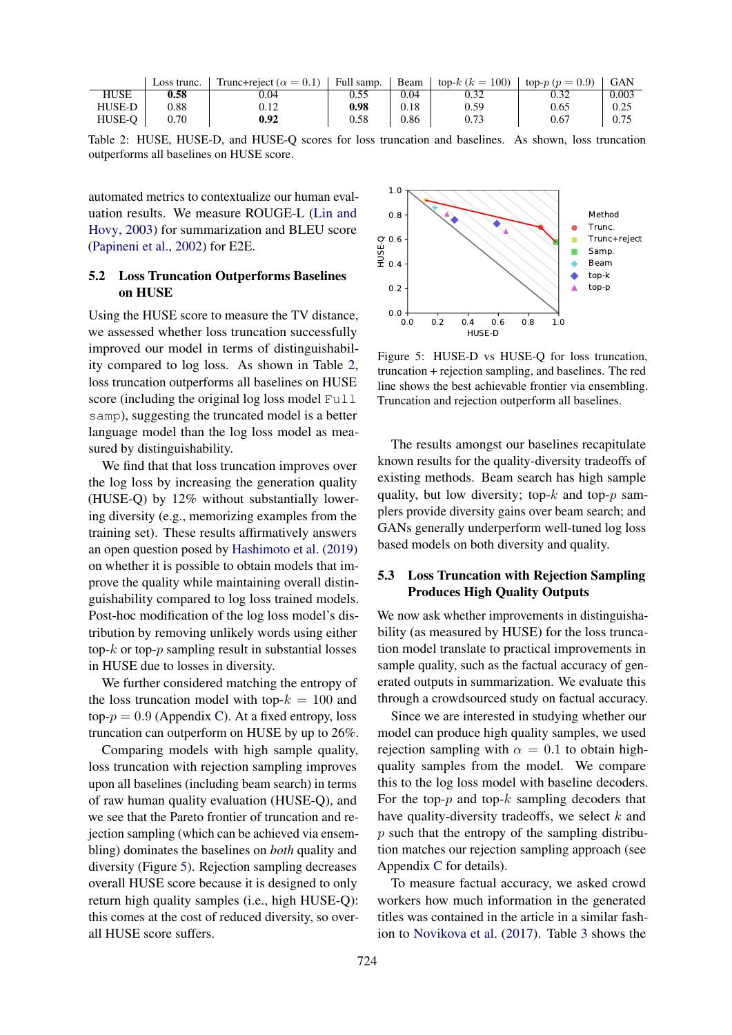| | Loss trunc. | Trunc+reject ($\alpha = 0.1$) | Full samp. | Beam | top-$k$ ($k = 100$) | top-$p$ ($p = 0.9$) | GAN |
|---|---|---|---|---|---|---|---|
| HUSE | **0.58** | 0.04 | 0.55 | 0.04 | 0.32 | 0.32 | 0.003 |
| HUSE-D | 0.88 | 0.12 | **0.98** | 0.18 | 0.59 | 0.65 | 0.25 |
| HUSE-Q | 0.70 | **0.92** | 0.58 | 0.86 | 0.73 | 0.67 | 0.75 |

Table 2: HUSE, HUSE-D, and HUSE-Q scores for loss truncation and baselines. As shown, loss truncation outperforms all baselines on HUSE score.

automated metrics to contextualize our human evaluation results. We measure ROUGE-L (Lin and Hovy, 2003) for summarization and BLEU score (Papineni et al., 2002) for E2E.

### 5.2 Loss Truncation Outperforms Baselines on HUSE

Using the HUSE score to measure the TV distance, we assessed whether loss truncation successfully improved our model in terms of distinguishability compared to log loss. As shown in Table 2, loss truncation outperforms all baselines on HUSE score (including the original log loss model `Full samp`), suggesting the truncated model is a better language model than the log loss model as measured by distinguishability.

We find that that loss truncation improves over the log loss by increasing the generation quality (HUSE-Q) by 12% without substantially lowering diversity (e.g., memorizing examples from the training set). These results affirmatively answers an open question posed by Hashimoto et al. (2019) on whether it is possible to obtain models that improve the quality while maintaining overall distinguishability compared to log loss trained models. Post-hoc modification of the log loss model's distribution by removing unlikely words using either top-$k$ or top-$p$ sampling result in substantial losses in HUSE due to losses in diversity.

We further considered matching the entropy of the loss truncation model with top-$k = 100$ and top-$p = 0.9$ (Appendix C). At a fixed entropy, loss truncation can outperform on HUSE by up to 26%.

Comparing models with high sample quality, loss truncation with rejection sampling improves upon all baselines (including beam search) in terms of raw human quality evaluation (HUSE-Q), and we see that the Pareto frontier of truncation and rejection sampling (which can be achieved via ensembling) dominates the baselines on *both* quality and diversity (Figure 5). Rejection sampling decreases overall HUSE score because it is designed to only return high quality samples (i.e., high HUSE-Q): this comes at the cost of reduced diversity, so overall HUSE score suffers.

Figure 5: HUSE-D vs HUSE-Q for loss truncation, truncation + rejection sampling, and baselines. The red line shows the best achievable frontier via ensembling. Truncation and rejection outperform all baselines.

The results amongst our baselines recapitulate known results for the quality-diversity tradeoffs of existing methods. Beam search has high sample quality, but low diversity; top-$k$ and top-$p$ samplers provide diversity gains over beam search; and GANs generally underperform well-tuned log loss based models on both diversity and quality.

### 5.3 Loss Truncation with Rejection Sampling Produces High Quality Outputs

We now ask whether improvements in distinguishability (as measured by HUSE) for the loss truncation model translate to practical improvements in sample quality, such as the factual accuracy of generated outputs in summarization. We evaluate this through a crowdsourced study on factual accuracy.

Since we are interested in studying whether our model can produce high quality samples, we used rejection sampling with $\alpha = 0.1$ to obtain high-quality samples from the model. We compare this to the log loss model with baseline decoders. For the top-$p$ and top-$k$ sampling decoders that have quality-diversity tradeoffs, we select $k$ and $p$ such that the entropy of the sampling distribution matches our rejection sampling approach (see Appendix C for details).

To measure factual accuracy, we asked crowd workers how much information in the generated titles was contained in the article in a similar fashion to Novikova et al. (2017). Table 3 shows the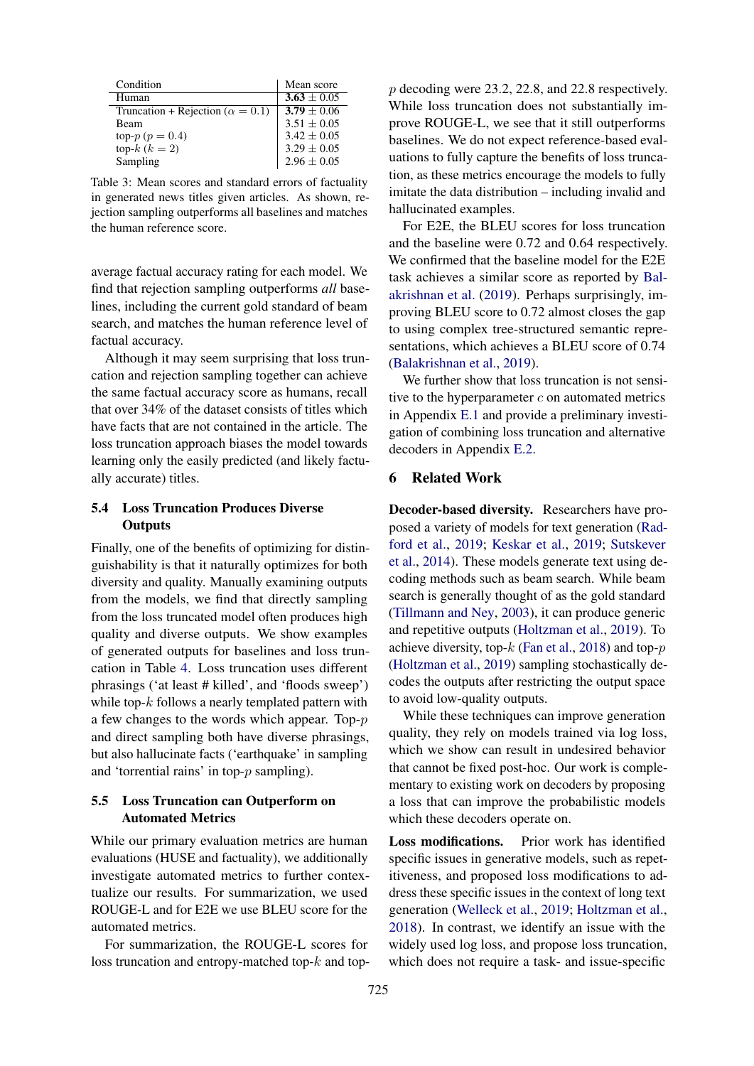| Condition | Mean score |
|---|---|
| Human | **3.63** $\pm$ 0.05 |
| Truncation + Rejection ($\alpha = 0.1$) | **3.79** $\pm$ 0.06 |
| Beam | 3.51 $\pm$ 0.05 |
| top-$p$ ($p = 0.4$) | 3.42 $\pm$ 0.05 |
| top-$k$ ($k = 2$) | 3.29 $\pm$ 0.05 |
| Sampling | 2.96 $\pm$ 0.05 |

Table 3: Mean scores and standard errors of factuality in generated news titles given articles. As shown, rejection sampling outperforms all baselines and matches the human reference score.

average factual accuracy rating for each model. We find that rejection sampling outperforms *all* baselines, including the current gold standard of beam search, and matches the human reference level of factual accuracy.

Although it may seem surprising that loss truncation and rejection sampling together can achieve the same factual accuracy score as humans, recall that over 34% of the dataset consists of titles which have facts that are not contained in the article. The loss truncation approach biases the model towards learning only the easily predicted (and likely factually accurate) titles.

### 5.4 Loss Truncation Produces Diverse Outputs

Finally, one of the benefits of optimizing for distinguishability is that it naturally optimizes for both diversity and quality. Manually examining outputs from the models, we find that directly sampling from the loss truncated model often produces high quality and diverse outputs. We show examples of generated outputs for baselines and loss truncation in Table 4. Loss truncation uses different phrasings ('at least # killed', and 'floods sweep') while top-$k$ follows a nearly templated pattern with a few changes to the words which appear. Top-$p$ and direct sampling both have diverse phrasings, but also hallucinate facts ('earthquake' in sampling and 'torrential rains' in top-$p$ sampling).

### 5.5 Loss Truncation can Outperform on Automated Metrics

While our primary evaluation metrics are human evaluations (HUSE and factuality), we additionally investigate automated metrics to further contextualize our results. For summarization, we used ROUGE-L and for E2E we use BLEU score for the automated metrics.

For summarization, the ROUGE-L scores for loss truncation and entropy-matched top-$k$ and top-$p$ decoding were 23.2, 22.8, and 22.8 respectively. While loss truncation does not substantially improve ROUGE-L, we see that it still outperforms baselines. We do not expect reference-based evaluations to fully capture the benefits of loss truncation, as these metrics encourage the models to fully imitate the data distribution – including invalid and hallucinated examples.

For E2E, the BLEU scores for loss truncation and the baseline were 0.72 and 0.64 respectively. We confirmed that the baseline model for the E2E task achieves a similar score as reported by Balakrishnan et al. (2019). Perhaps surprisingly, improving BLEU score to 0.72 almost closes the gap to using complex tree-structured semantic representations, which achieves a BLEU score of 0.74 (Balakrishnan et al., 2019).

We further show that loss truncation is not sensitive to the hyperparameter $c$ on automated metrics in Appendix E.1 and provide a preliminary investigation of combining loss truncation and alternative decoders in Appendix E.2.

## 6 Related Work

**Decoder-based diversity.** Researchers have proposed a variety of models for text generation (Radford et al., 2019; Keskar et al., 2019; Sutskever et al., 2014). These models generate text using decoding methods such as beam search. While beam search is generally thought of as the gold standard (Tillmann and Ney, 2003), it can produce generic and repetitive outputs (Holtzman et al., 2019). To achieve diversity, top-$k$ (Fan et al., 2018) and top-$p$ (Holtzman et al., 2019) sampling stochastically decodes the outputs after restricting the output space to avoid low-quality outputs.

While these techniques can improve generation quality, they rely on models trained via log loss, which we show can result in undesired behavior that cannot be fixed post-hoc. Our work is complementary to existing work on decoders by proposing a loss that can improve the probabilistic models which these decoders operate on.

**Loss modifications.** Prior work has identified specific issues in generative models, such as repetitiveness, and proposed loss modifications to address these specific issues in the context of long text generation (Welleck et al., 2019; Holtzman et al., 2018). In contrast, we identify an issue with the widely used log loss, and propose loss truncation, which does not require a task- and issue-specific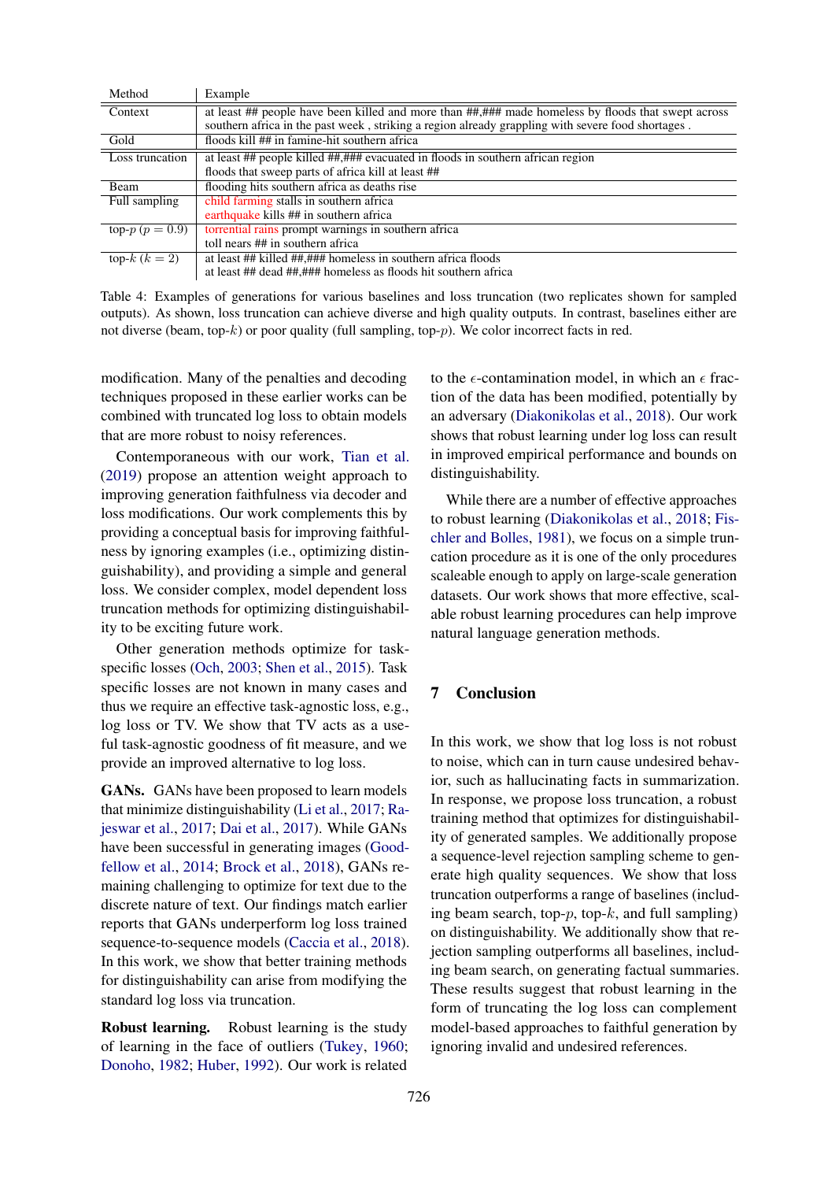| Method | Example |
|---|---|
| Context | at least ## people have been killed and more than ##,### made homeless by floods that swept across southern africa in the past week , striking a region already grappling with severe food shortages . |
| Gold | floods kill ## in famine-hit southern africa |
| Loss truncation | at least ## people killed ##,### evacuated in floods in southern african region |
| | floods that sweep parts of africa kill at least ## |
| Beam | flooding hits southern africa as deaths rise |
| Full sampling | child farming stalls in southern africa |
| | earthquake kills ## in southern africa |
| top-$p$ ($p = 0.9$) | torrential rains prompt warnings in southern africa |
| | toll nears ## in southern africa |
| top-$k$ ($k = 2$) | at least ## killed ##,### homeless in southern africa floods |
| | at least ## dead ##,### homeless as floods hit southern africa |

Table 4: Examples of generations for various baselines and loss truncation (two replicates shown for sampled outputs). As shown, loss truncation can achieve diverse and high quality outputs. In contrast, baselines either are not diverse (beam, top-$k$) or poor quality (full sampling, top-$p$). We color incorrect facts in red.

modification. Many of the penalties and decoding techniques proposed in these earlier works can be combined with truncated log loss to obtain models that are more robust to noisy references.

Contemporaneous with our work, Tian et al. (2019) propose an attention weight approach to improving generation faithfulness via decoder and loss modifications. Our work complements this by providing a conceptual basis for improving faithfulness by ignoring examples (i.e., optimizing distinguishability), and providing a simple and general loss. We consider complex, model dependent loss truncation methods for optimizing distinguishability to be exciting future work.

Other generation methods optimize for task-specific losses (Och, 2003; Shen et al., 2015). Task specific losses are not known in many cases and thus we require an effective task-agnostic loss, e.g., log loss or TV. We show that TV acts as a useful task-agnostic goodness of fit measure, and we provide an improved alternative to log loss.

**GANs.** GANs have been proposed to learn models that minimize distinguishability (Li et al., 2017; Rajeswar et al., 2017; Dai et al., 2017). While GANs have been successful in generating images (Goodfellow et al., 2014; Brock et al., 2018), GANs remaining challenging to optimize for text due to the discrete nature of text. Our findings match earlier reports that GANs underperform log loss trained sequence-to-sequence models (Caccia et al., 2018). In this work, we show that better training methods for distinguishability can arise from modifying the standard log loss via truncation.

**Robust learning.** Robust learning is the study of learning in the face of outliers (Tukey, 1960; Donoho, 1982; Huber, 1992). Our work is related to the $\epsilon$-contamination model, in which an $\epsilon$ fraction of the data has been modified, potentially by an adversary (Diakonikolas et al., 2018). Our work shows that robust learning under log loss can result in improved empirical performance and bounds on distinguishability.

While there are a number of effective approaches to robust learning (Diakonikolas et al., 2018; Fischler and Bolles, 1981), we focus on a simple truncation procedure as it is one of the only procedures scaleable enough to apply on large-scale generation datasets. Our work shows that more effective, scalable robust learning procedures can help improve natural language generation methods.

## 7 Conclusion

In this work, we show that log loss is not robust to noise, which can in turn cause undesired behavior, such as hallucinating facts in summarization. In response, we propose loss truncation, a robust training method that optimizes for distinguishability of generated samples. We additionally propose a sequence-level rejection sampling scheme to generate high quality sequences. We show that loss truncation outperforms a range of baselines (including beam search, top-$p$, top-$k$, and full sampling) on distinguishability. We additionally show that rejection sampling outperforms all baselines, including beam search, on generating factual summaries. These results suggest that robust learning in the form of truncating the log loss can complement model-based approaches to faithful generation by ignoring invalid and undesired references.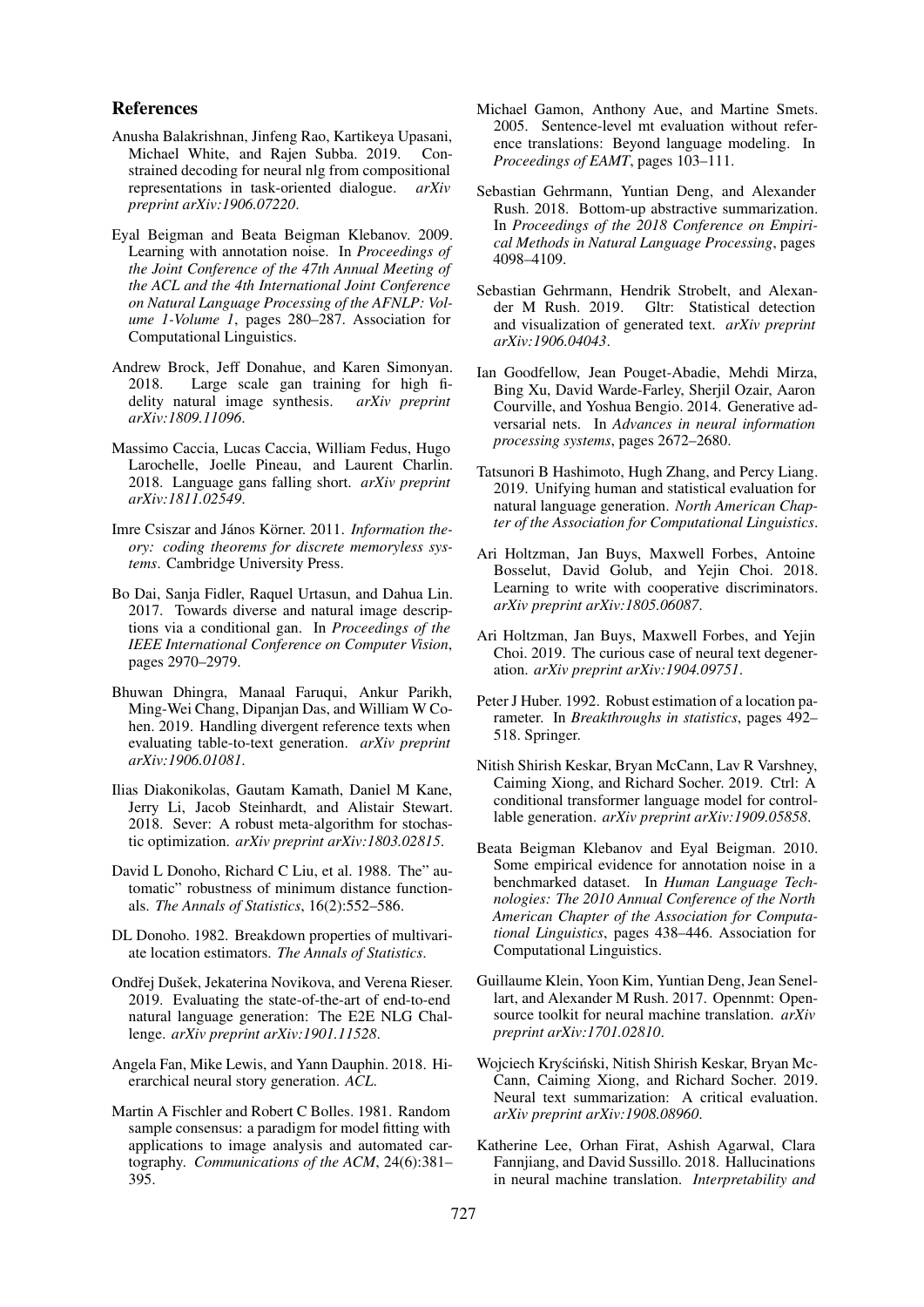## References

Anusha Balakrishnan, Jinfeng Rao, Kartikeya Upasani, Michael White, and Rajen Subba. 2019. Constrained decoding for neural nlg from compositional representations in task-oriented dialogue. *arXiv preprint arXiv:1906.07220*.

Eyal Beigman and Beata Beigman Klebanov. 2009. Learning with annotation noise. In *Proceedings of the Joint Conference of the 47th Annual Meeting of the ACL and the 4th International Joint Conference on Natural Language Processing of the AFNLP: Volume 1-Volume 1*, pages 280–287. Association for Computational Linguistics.

Andrew Brock, Jeff Donahue, and Karen Simonyan. 2018. Large scale gan training for high fidelity natural image synthesis. *arXiv preprint arXiv:1809.11096*.

Massimo Caccia, Lucas Caccia, William Fedus, Hugo Larochelle, Joelle Pineau, and Laurent Charlin. 2018. Language gans falling short. *arXiv preprint arXiv:1811.02549*.

Imre Csiszar and János Körner. 2011. *Information theory: coding theorems for discrete memoryless systems*. Cambridge University Press.

Bo Dai, Sanja Fidler, Raquel Urtasun, and Dahua Lin. 2017. Towards diverse and natural image descriptions via a conditional gan. In *Proceedings of the IEEE International Conference on Computer Vision*, pages 2970–2979.

Bhuwan Dhingra, Manaal Faruqui, Ankur Parikh, Ming-Wei Chang, Dipanjan Das, and William W Cohen. 2019. Handling divergent reference texts when evaluating table-to-text generation. *arXiv preprint arXiv:1906.01081*.

Ilias Diakonikolas, Gautam Kamath, Daniel M Kane, Jerry Li, Jacob Steinhardt, and Alistair Stewart. 2018. Sever: A robust meta-algorithm for stochastic optimization. *arXiv preprint arXiv:1803.02815*.

David L Donoho, Richard C Liu, et al. 1988. The" automatic" robustness of minimum distance functionals. *The Annals of Statistics*, 16(2):552–586.

DL Donoho. 1982. Breakdown properties of multivariate location estimators. *The Annals of Statistics*.

Ondřej Dušek, Jekaterina Novikova, and Verena Rieser. 2019. Evaluating the state-of-the-art of end-to-end natural language generation: The E2E NLG Challenge. *arXiv preprint arXiv:1901.11528*.

Angela Fan, Mike Lewis, and Yann Dauphin. 2018. Hierarchical neural story generation. *ACL*.

Martin A Fischler and Robert C Bolles. 1981. Random sample consensus: a paradigm for model fitting with applications to image analysis and automated cartography. *Communications of the ACM*, 24(6):381–395.

Michael Gamon, Anthony Aue, and Martine Smets. 2005. Sentence-level mt evaluation without reference translations: Beyond language modeling. In *Proceedings of EAMT*, pages 103–111.

Sebastian Gehrmann, Yuntian Deng, and Alexander Rush. 2018. Bottom-up abstractive summarization. In *Proceedings of the 2018 Conference on Empirical Methods in Natural Language Processing*, pages 4098–4109.

Sebastian Gehrmann, Hendrik Strobelt, and Alexander M Rush. 2019. Gltr: Statistical detection and visualization of generated text. *arXiv preprint arXiv:1906.04043*.

Ian Goodfellow, Jean Pouget-Abadie, Mehdi Mirza, Bing Xu, David Warde-Farley, Sherjil Ozair, Aaron Courville, and Yoshua Bengio. 2014. Generative adversarial nets. In *Advances in neural information processing systems*, pages 2672–2680.

Tatsunori B Hashimoto, Hugh Zhang, and Percy Liang. 2019. Unifying human and statistical evaluation for natural language generation. *North American Chapter of the Association for Computational Linguistics*.

Ari Holtzman, Jan Buys, Maxwell Forbes, Antoine Bosselut, David Golub, and Yejin Choi. 2018. Learning to write with cooperative discriminators. *arXiv preprint arXiv:1805.06087*.

Ari Holtzman, Jan Buys, Maxwell Forbes, and Yejin Choi. 2019. The curious case of neural text degeneration. *arXiv preprint arXiv:1904.09751*.

Peter J Huber. 1992. Robust estimation of a location parameter. In *Breakthroughs in statistics*, pages 492–518. Springer.

Nitish Shirish Keskar, Bryan McCann, Lav R Varshney, Caiming Xiong, and Richard Socher. 2019. Ctrl: A conditional transformer language model for controllable generation. *arXiv preprint arXiv:1909.05858*.

Beata Beigman Klebanov and Eyal Beigman. 2010. Some empirical evidence for annotation noise in a benchmarked dataset. In *Human Language Technologies: The 2010 Annual Conference of the North American Chapter of the Association for Computational Linguistics*, pages 438–446. Association for Computational Linguistics.

Guillaume Klein, Yoon Kim, Yuntian Deng, Jean Senellart, and Alexander M Rush. 2017. Opennmt: Open-source toolkit for neural machine translation. *arXiv preprint arXiv:1701.02810*.

Wojciech Kryściński, Nitish Shirish Keskar, Bryan McCann, Caiming Xiong, and Richard Socher. 2019. Neural text summarization: A critical evaluation. *arXiv preprint arXiv:1908.08960*.

Katherine Lee, Orhan Firat, Ashish Agarwal, Clara Fannjiang, and David Sussillo. 2018. Hallucinations in neural machine translation. *Interpretability and*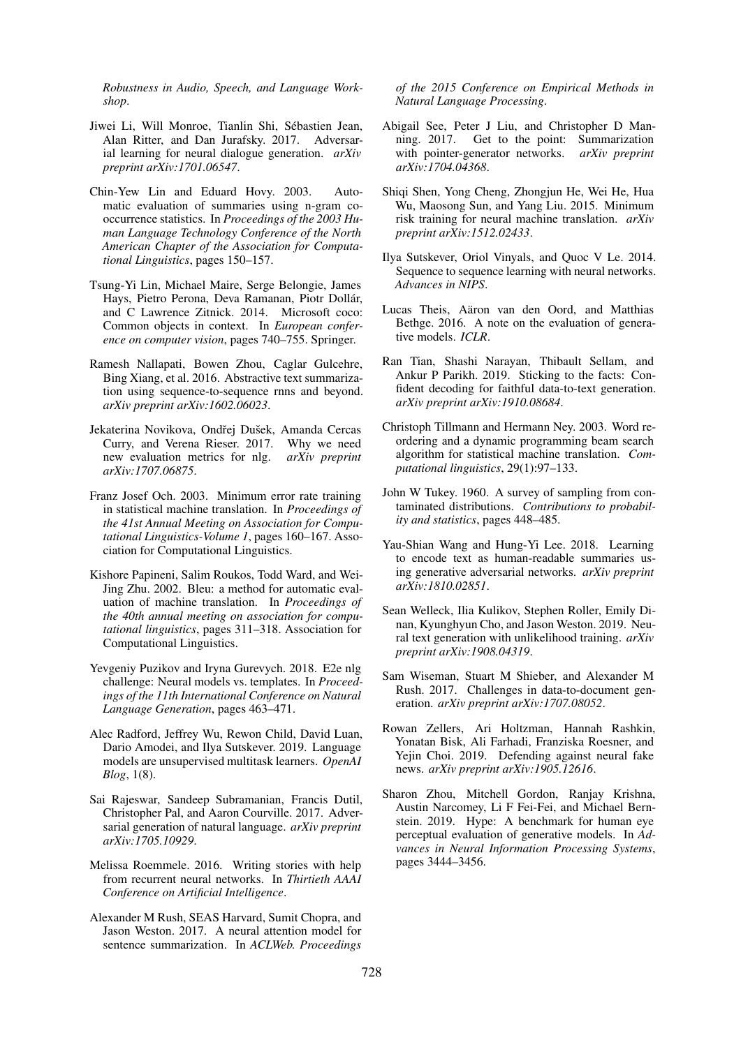*Robustness in Audio, Speech, and Language Workshop*.

Jiwei Li, Will Monroe, Tianlin Shi, Sébastien Jean, Alan Ritter, and Dan Jurafsky. 2017. Adversarial learning for neural dialogue generation. *arXiv preprint arXiv:1701.06547*.

Chin-Yew Lin and Eduard Hovy. 2003. Automatic evaluation of summaries using n-gram co-occurrence statistics. In *Proceedings of the 2003 Human Language Technology Conference of the North American Chapter of the Association for Computational Linguistics*, pages 150–157.

Tsung-Yi Lin, Michael Maire, Serge Belongie, James Hays, Pietro Perona, Deva Ramanan, Piotr Dollár, and C Lawrence Zitnick. 2014. Microsoft coco: Common objects in context. In *European conference on computer vision*, pages 740–755. Springer.

Ramesh Nallapati, Bowen Zhou, Caglar Gulcehre, Bing Xiang, et al. 2016. Abstractive text summarization using sequence-to-sequence rnns and beyond. *arXiv preprint arXiv:1602.06023*.

Jekaterina Novikova, Ondřej Dušek, Amanda Cercas Curry, and Verena Rieser. 2017. Why we need new evaluation metrics for nlg. *arXiv preprint arXiv:1707.06875*.

Franz Josef Och. 2003. Minimum error rate training in statistical machine translation. In *Proceedings of the 41st Annual Meeting on Association for Computational Linguistics-Volume 1*, pages 160–167. Association for Computational Linguistics.

Kishore Papineni, Salim Roukos, Todd Ward, and Wei-Jing Zhu. 2002. Bleu: a method for automatic evaluation of machine translation. In *Proceedings of the 40th annual meeting on association for computational linguistics*, pages 311–318. Association for Computational Linguistics.

Yevgeniy Puzikov and Iryna Gurevych. 2018. E2e nlg challenge: Neural models vs. templates. In *Proceedings of the 11th International Conference on Natural Language Generation*, pages 463–471.

Alec Radford, Jeffrey Wu, Rewon Child, David Luan, Dario Amodei, and Ilya Sutskever. 2019. Language models are unsupervised multitask learners. *OpenAI Blog*, 1(8).

Sai Rajeswar, Sandeep Subramanian, Francis Dutil, Christopher Pal, and Aaron Courville. 2017. Adversarial generation of natural language. *arXiv preprint arXiv:1705.10929*.

Melissa Roemmele. 2016. Writing stories with help from recurrent neural networks. In *Thirtieth AAAI Conference on Artificial Intelligence*.

Alexander M Rush, SEAS Harvard, Sumit Chopra, and Jason Weston. 2017. A neural attention model for sentence summarization. In *ACLWeb. Proceedings of the 2015 Conference on Empirical Methods in Natural Language Processing*.

Abigail See, Peter J Liu, and Christopher D Manning. 2017. Get to the point: Summarization with pointer-generator networks. *arXiv preprint arXiv:1704.04368*.

Shiqi Shen, Yong Cheng, Zhongjun He, Wei He, Hua Wu, Maosong Sun, and Yang Liu. 2015. Minimum risk training for neural machine translation. *arXiv preprint arXiv:1512.02433*.

Ilya Sutskever, Oriol Vinyals, and Quoc V Le. 2014. Sequence to sequence learning with neural networks. *Advances in NIPS*.

Lucas Theis, Aäron van den Oord, and Matthias Bethge. 2016. A note on the evaluation of generative models. *ICLR*.

Ran Tian, Shashi Narayan, Thibault Sellam, and Ankur P Parikh. 2019. Sticking to the facts: Confident decoding for faithful data-to-text generation. *arXiv preprint arXiv:1910.08684*.

Christoph Tillmann and Hermann Ney. 2003. Word reordering and a dynamic programming beam search algorithm for statistical machine translation. *Computational linguistics*, 29(1):97–133.

John W Tukey. 1960. A survey of sampling from contaminated distributions. *Contributions to probability and statistics*, pages 448–485.

Yau-Shian Wang and Hung-Yi Lee. 2018. Learning to encode text as human-readable summaries using generative adversarial networks. *arXiv preprint arXiv:1810.02851*.

Sean Welleck, Ilia Kulikov, Stephen Roller, Emily Dinan, Kyunghyun Cho, and Jason Weston. 2019. Neural text generation with unlikelihood training. *arXiv preprint arXiv:1908.04319*.

Sam Wiseman, Stuart M Shieber, and Alexander M Rush. 2017. Challenges in data-to-document generation. *arXiv preprint arXiv:1707.08052*.

Rowan Zellers, Ari Holtzman, Hannah Rashkin, Yonatan Bisk, Ali Farhadi, Franziska Roesner, and Yejin Choi. 2019. Defending against neural fake news. *arXiv preprint arXiv:1905.12616*.

Sharon Zhou, Mitchell Gordon, Ranjay Krishna, Austin Narcomey, Li F Fei-Fei, and Michael Bernstein. 2019. Hype: A benchmark for human eye perceptual evaluation of generative models. In *Advances in Neural Information Processing Systems*, pages 3444–3456.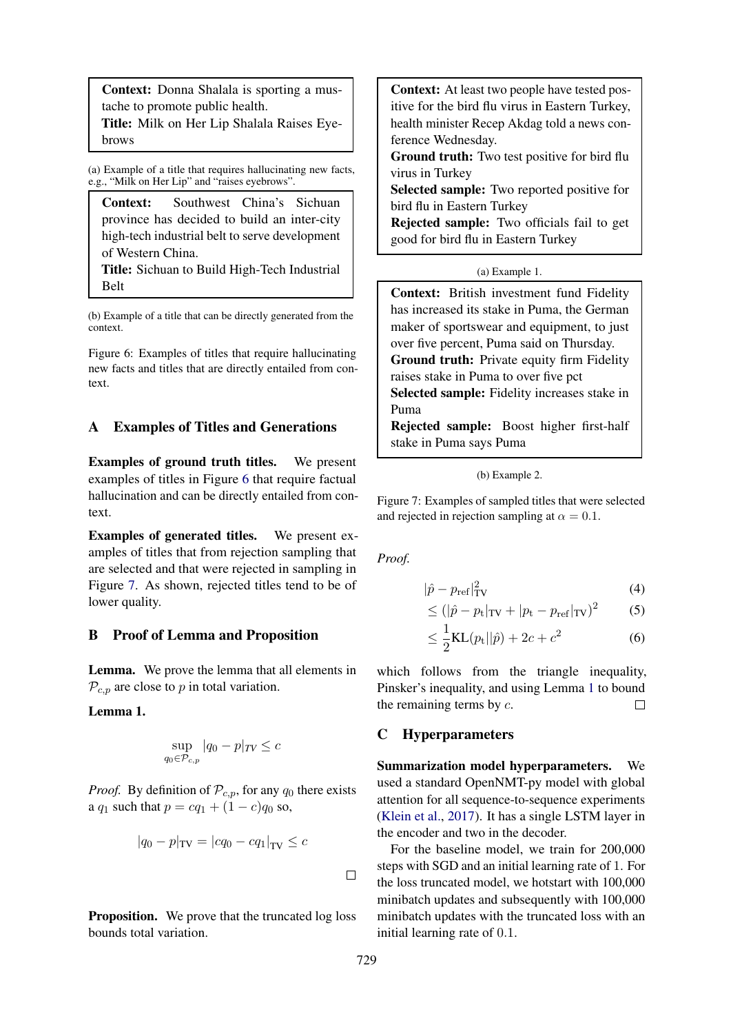**Context:** Donna Shalala is sporting a mustache to promote public health.
**Title:** Milk on Her Lip Shalala Raises Eyebrows

(a) Example of a title that requires hallucinating new facts, e.g., "Milk on Her Lip" and "raises eyebrows".

**Context:** Southwest China's Sichuan province has decided to build an inter-city high-tech industrial belt to serve development of Western China.
**Title:** Sichuan to Build High-Tech Industrial Belt

(b) Example of a title that can be directly generated from the context.

Figure 6: Examples of titles that require hallucinating new facts and titles that are directly entailed from context.

## A Examples of Titles and Generations

**Examples of ground truth titles.** We present examples of titles in Figure 6 that require factual hallucination and can be directly entailed from context.

**Examples of generated titles.** We present examples of titles that from rejection sampling that are selected and that were rejected in sampling in Figure 7. As shown, rejected titles tend to be of lower quality.

## B Proof of Lemma and Proposition

**Lemma.** We prove the lemma that all elements in $\mathcal{P}_{c,p}$ are close to $p$ in total variation.

**Lemma 1.**

$$\sup_{q_0 \in \mathcal{P}_{c,p}} |q_0 - p|_{TV} \leq c$$

*Proof.* By definition of $\mathcal{P}_{c,p}$, for any $q_0$ there exists a $q_1$ such that $p = cq_1 + (1-c)q_0$ so,

$$|q_0 - p|_{\text{TV}} = |cq_0 - cq_1|_{\text{TV}} \leq c$$

□

**Proposition.** We prove that the truncated log loss bounds total variation.

**Context:** At least two people have tested positive for the bird flu virus in Eastern Turkey, health minister Recep Akdag told a news conference Wednesday.
**Ground truth:** Two test positive for bird flu virus in Turkey
**Selected sample:** Two reported positive for bird flu in Eastern Turkey
**Rejected sample:** Two officials fail to get good for bird flu in Eastern Turkey

(a) Example 1.

**Context:** British investment fund Fidelity has increased its stake in Puma, the German maker of sportswear and equipment, to just over five percent, Puma said on Thursday.
**Ground truth:** Private equity firm Fidelity raises stake in Puma to over five pct
**Selected sample:** Fidelity increases stake in Puma
**Rejected sample:** Boost higher first-half stake in Puma says Puma

(b) Example 2.

Figure 7: Examples of sampled titles that were selected and rejected in rejection sampling at $\alpha = 0.1$.

*Proof.*

$$|\hat{p} - p_{\text{ref}}|_{\text{TV}}^2 \tag{4}$$

$$\leq (|\hat{p} - p_{\text{t}}|_{\text{TV}} + |p_{\text{t}} - p_{\text{ref}}|_{\text{TV}})^2 \tag{5}$$

$$\leq \frac{1}{2}\text{KL}(p_{\text{t}}||\hat{p}) + 2c + c^2 \tag{6}$$

which follows from the triangle inequality, Pinsker's inequality, and using Lemma 1 to bound the remaining terms by $c$. □

## C Hyperparameters

**Summarization model hyperparameters.** We used a standard OpenNMT-py model with global attention for all sequence-to-sequence experiments (Klein et al., 2017). It has a single LSTM layer in the encoder and two in the decoder.

For the baseline model, we train for 200,000 steps with SGD and an initial learning rate of 1. For the loss truncated model, we hotstart with 100,000 minibatch updates and subsequently with 100,000 minibatch updates with the truncated loss with an initial learning rate of 0.1.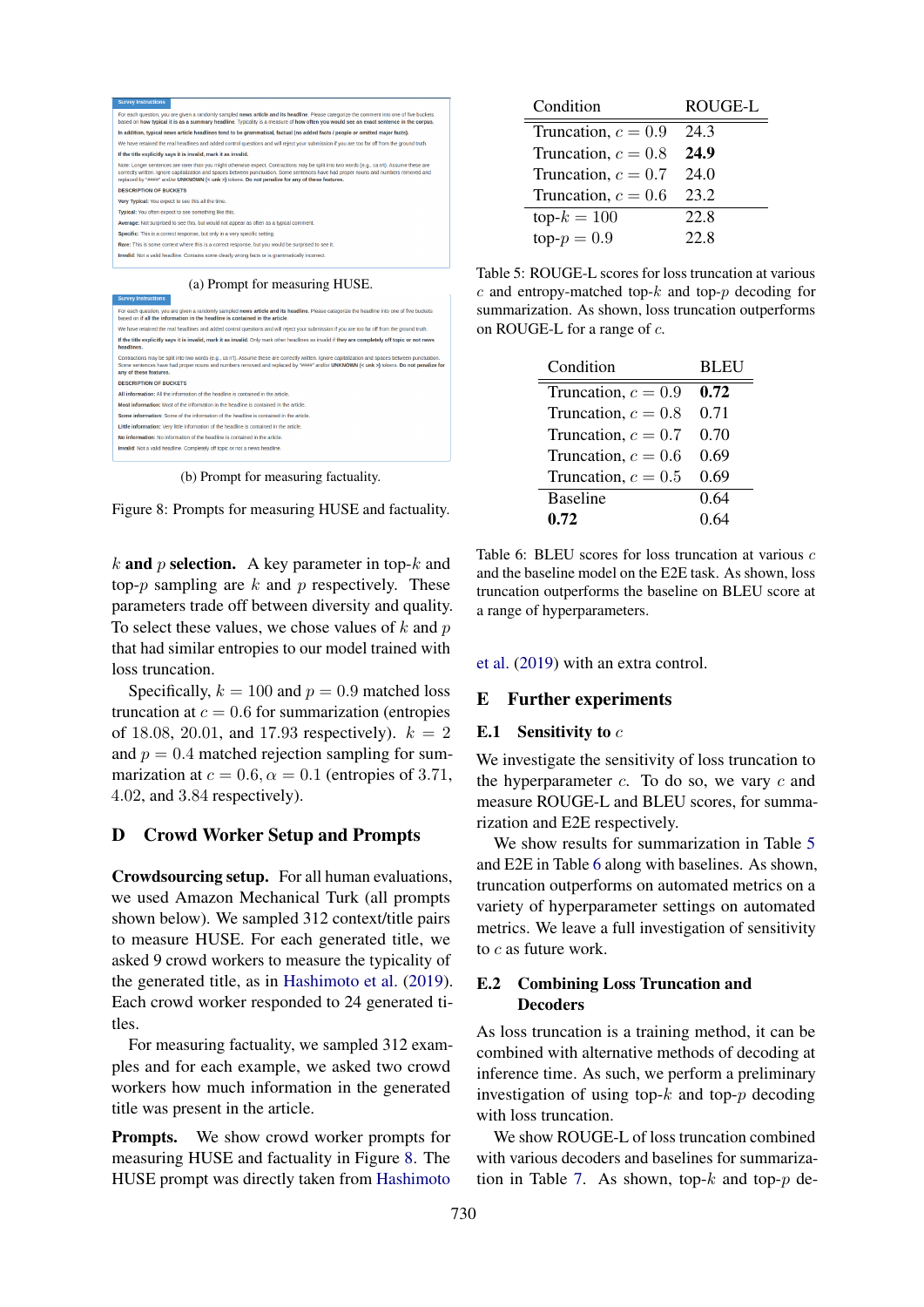**Survey Instructions**

For each question, you are given a randomly sampled **news article and its headline**. Please categorize the comment into one of five buckets based on **how typical it is as a summary headline**. Typicality is a measure of **how often you would see an exact sentence in the corpus.**

**In addition, typical news article headlines tend to be grammatical, factual (no added facts / people or omitted major facts).**

We have retained the real headlines and added control questions and will reject your submission if you are too far off from the ground truth.

**If the title explicitly says it is invalid, mark it as invalid.**

Note: Longer sentences are rarer than you might otherwise expect. Contractions may be split into two words (e.g., ca n't). Assume these are correctly written. Ignore capitalization and spaces between punctuation. Some sentences have had proper nouns and numbers removed and replaced by "####" and/or **UNKNOWN (< unk >)** tokens. **Do not penalize for any of these features.**

**DESCRIPTION OF BUCKETS**

**Very Typical:** You expect to see this all the time.

**Typical:** You often expect to see something like this.

**Average:** Not surprised to see this, but would not appear as often as a typical comment.

**Specific:** This is a correct response, but only in a very specific setting.

**Rare:** This is some context where this is a correct response, but you would be surprised to see it.

**Invalid:** Not a valid headline. Contains some clearly wrong facts or is grammatically incorrect.

(a) Prompt for measuring HUSE.

**Survey Instructions**

For each question, you are given a randomly sampled **news article and its headline**. Please categorize the headline into one of five buckets based on if **all the information in the headline is contained in the article.**

We have retained the real headlines and added control questions and will reject your submission if you are too far off from the ground truth.

**If the title explicitly says it is invalid, mark it as invalid.** Only mark other headlines as invalid if **they are completely off topic or not news headlines.**

Contractions may be split into two words (e.g., ca n't). Assume these are correctly written. Ignore capitalization and spaces between punctuation. Some sentences have had proper nouns and numbers removed and replaced by "####" and/or **UNKNOWN (< unk >)** tokens. **Do not penalize for any of these features.**

**DESCRIPTION OF BUCKETS**

**All information:** All the information of the headline is contained in the article.

**Most information:** Most of the information in the headline is contained in the article.

**Some information:** Some of the information of the headline is contained in the article.

**Little information:** Very little information of the headline is contained in the article.

**No information:** No information of the headline is contained in the article.

**Invalid:** Not a valid headline. Completely off topic or not a news headline.

(b) Prompt for measuring factuality.

Figure 8: Prompts for measuring HUSE and factuality.

**$k$ and $p$ selection.** A key parameter in top-$k$ and top-$p$ sampling are $k$ and $p$ respectively. These parameters trade off between diversity and quality. To select these values, we chose values of $k$ and $p$ that had similar entropies to our model trained with loss truncation.

Specifically, $k = 100$ and $p = 0.9$ matched loss truncation at $c = 0.6$ for summarization (entropies of 18.08, 20.01, and 17.93 respectively). $k = 2$ and $p = 0.4$ matched rejection sampling for summarization at $c = 0.6, \alpha = 0.1$ (entropies of 3.71, 4.02, and 3.84 respectively).

## D Crowd Worker Setup and Prompts

**Crowdsourcing setup.** For all human evaluations, we used Amazon Mechanical Turk (all prompts shown below). We sampled 312 context/title pairs to measure HUSE. For each generated title, we asked 9 crowd workers to measure the typicality of the generated title, as in Hashimoto et al. (2019). Each crowd worker responded to 24 generated titles.

For measuring factuality, we sampled 312 examples and for each example, we asked two crowd workers how much information in the generated title was present in the article.

**Prompts.** We show crowd worker prompts for measuring HUSE and factuality in Figure 8. The HUSE prompt was directly taken from Hashimoto et al. (2019) with an extra control.

| Condition | ROUGE-L |
|---|---|
| Truncation, $c = 0.9$ | 24.3 |
| Truncation, $c = 0.8$ | **24.9** |
| Truncation, $c = 0.7$ | 24.0 |
| Truncation, $c = 0.6$ | 23.2 |
| top-$k = 100$ | 22.8 |
| top-$p = 0.9$ | 22.8 |

Table 5: ROUGE-L scores for loss truncation at various $c$ and entropy-matched top-$k$ and top-$p$ decoding for summarization. As shown, loss truncation outperforms on ROUGE-L for a range of $c$.

| Condition | BLEU |
|---|---|
| Truncation, $c = 0.9$ | **0.72** |
| Truncation, $c = 0.8$ | 0.71 |
| Truncation, $c = 0.7$ | 0.70 |
| Truncation, $c = 0.6$ | 0.69 |
| Truncation, $c = 0.5$ | 0.69 |
| Baseline | 0.64 |
| **0.72** | 0.64 |

Table 6: BLEU scores for loss truncation at various $c$ and the baseline model on the E2E task. As shown, loss truncation outperforms the baseline on BLEU score at a range of hyperparameters.

## E Further experiments

### E.1 Sensitivity to $c$

We investigate the sensitivity of loss truncation to the hyperparameter $c$. To do so, we vary $c$ and measure ROUGE-L and BLEU scores, for summarization and E2E respectively.

We show results for summarization in Table 5 and E2E in Table 6 along with baselines. As shown, truncation outperforms on automated metrics on a variety of hyperparameter settings on automated metrics. We leave a full investigation of sensitivity to $c$ as future work.

### E.2 Combining Loss Truncation and Decoders

As loss truncation is a training method, it can be combined with alternative methods of decoding at inference time. As such, we perform a preliminary investigation of using top-$k$ and top-$p$ decoding with loss truncation.

We show ROUGE-L of loss truncation combined with various decoders and baselines for summarization in Table 7. As shown, top-$k$ and top-$p$ de-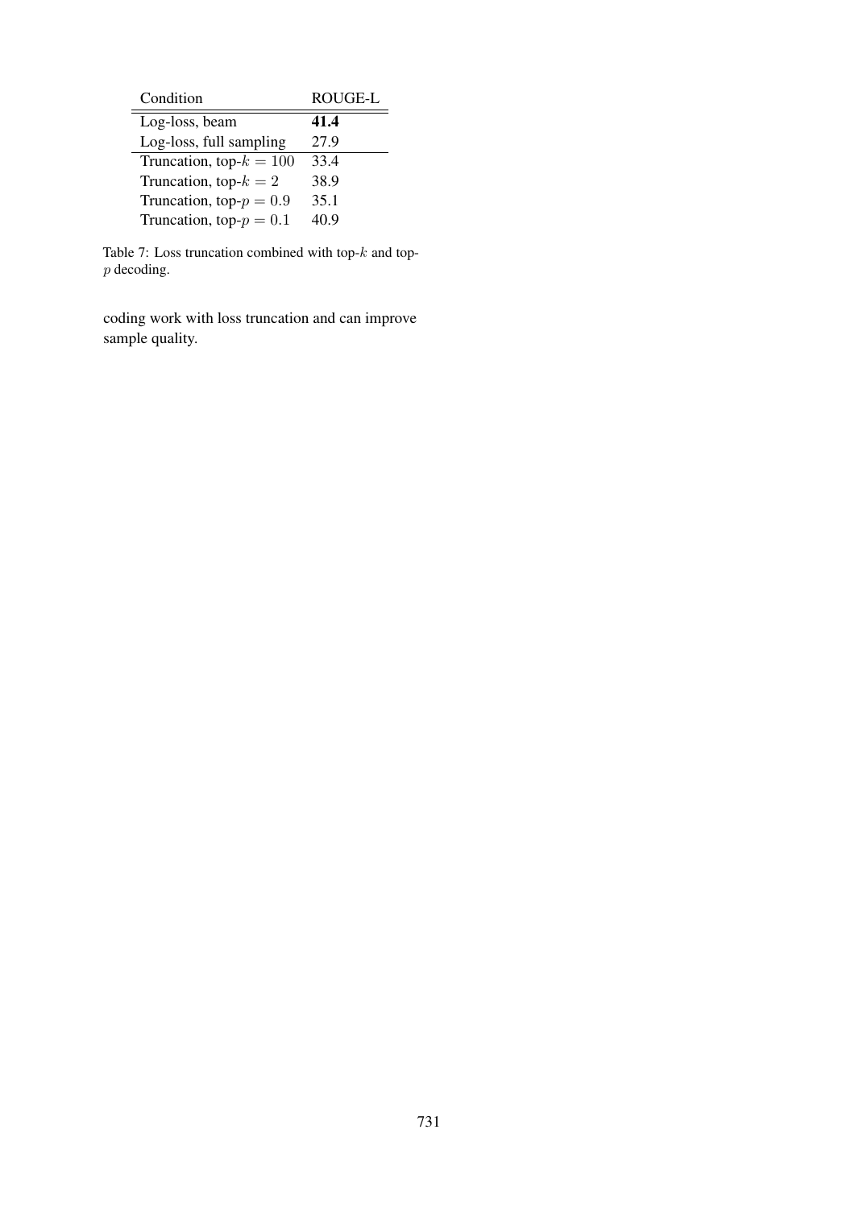| Condition | ROUGE-L |
|---|---|
| Log-loss, beam | **41.4** |
| Log-loss, full sampling | 27.9 |
| Truncation, top-$k = 100$ | 33.4 |
| Truncation, top-$k = 2$ | 38.9 |
| Truncation, top-$p = 0.9$ | 35.1 |
| Truncation, top-$p = 0.1$ | 40.9 |

Table 7: Loss truncation combined with top-$k$ and top-$p$ decoding.

coding work with loss truncation and can improve sample quality.